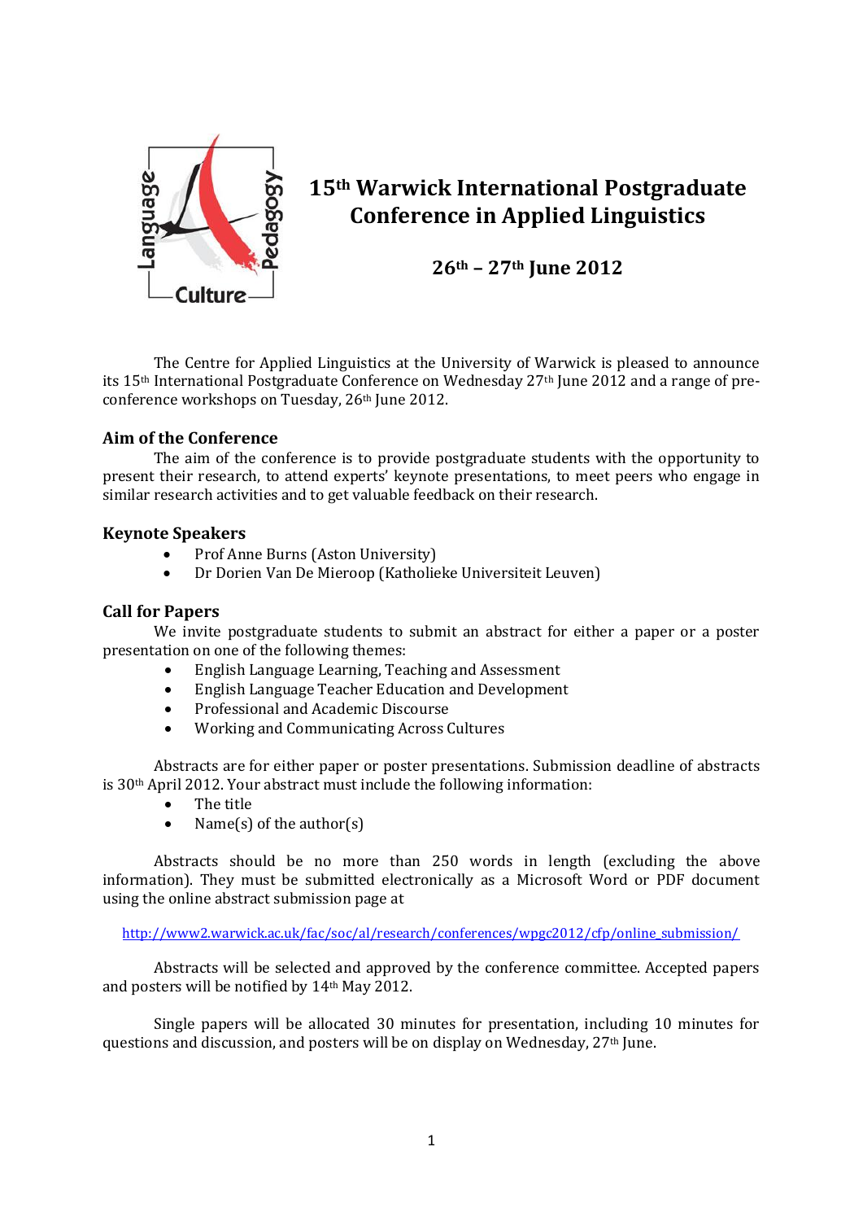# 15th Warwick International Postgraduate Conference in Applied Linguistics

## 26th – 27th June 2012

The Centre for Applied Linguistics at the University of Warwick is pleased to announce its 15th International Postgraduate Conference on Wednesday 27th June 2012 and a range of pre-conference workshops on Tuesday, 26th June 2012.

### Aim of the Conference

The aim of the conference is to provide postgraduate students with the opportunity to present their research, to attend experts' keynote presentations, to meet peers who engage in similar research activities and to get valuable feedback on their research.

### Keynote Speakers

- Prof Anne Burns (Aston University)
- Dr Dorien Van De Mieroop (Katholieke Universiteit Leuven)

### Call for Papers

We invite postgraduate students to submit an abstract for either a paper or a poster presentation on one of the following themes:

- English Language Learning, Teaching and Assessment
- English Language Teacher Education and Development
- Professional and Academic Discourse
- Working and Communicating Across Cultures

Abstracts are for either paper or poster presentations. Submission deadline of abstracts is 30th April 2012. Your abstract must include the following information:

- The title
- Name(s) of the author(s)

Abstracts should be no more than 250 words in length (excluding the above information). They must be submitted electronically as a Microsoft Word or PDF document using the online abstract submission page at

http://www2.warwick.ac.uk/fac/soc/al/research/conferences/wpgc2012/cfp/online_submission/

Abstracts will be selected and approved by the conference committee. Accepted papers and posters will be notified by 14th May 2012.

Single papers will be allocated 30 minutes for presentation, including 10 minutes for questions and discussion, and posters will be on display on Wednesday, 27th June.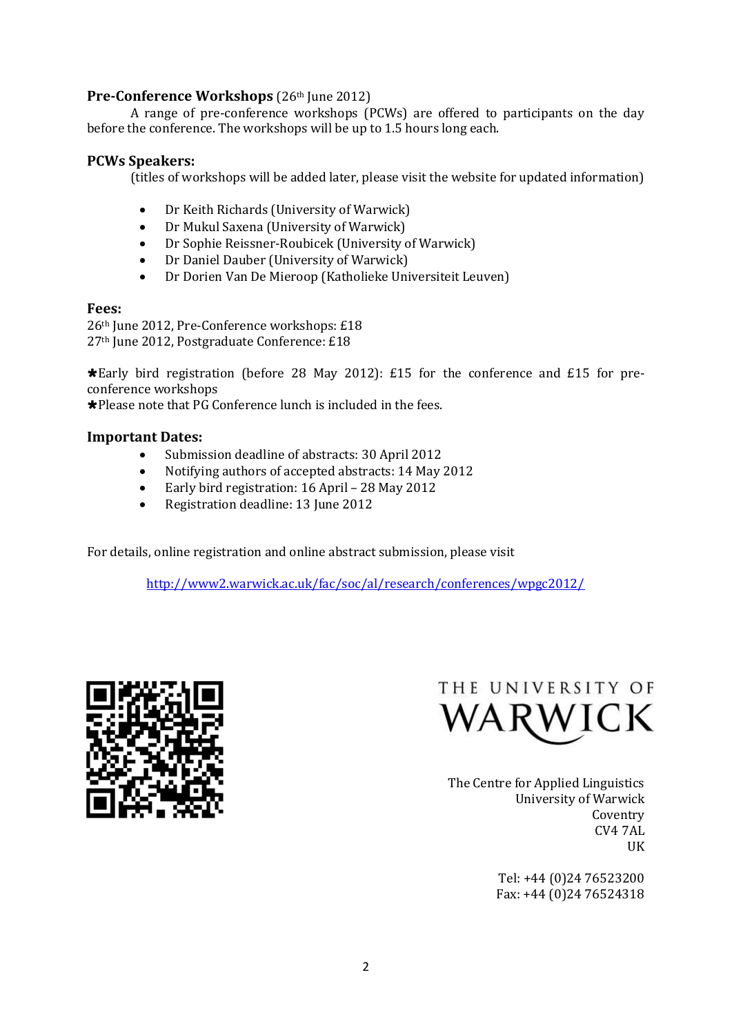## Pre-Conference Workshops (26th June 2012)

A range of pre-conference workshops (PCWs) are offered to participants on the day before the conference. The workshops will be up to 1.5 hours long each.

## PCWs Speakers:

(titles of workshops will be added later, please visit the website for updated information)

- Dr Keith Richards (University of Warwick)
- Dr Mukul Saxena (University of Warwick)
- Dr Sophie Reissner-Roubicek (University of Warwick)
- Dr Daniel Dauber (University of Warwick)
- Dr Dorien Van De Mieroop (Katholieke Universiteit Leuven)

## Fees:

26th June 2012, Pre-Conference workshops: £18
27th June 2012, Postgraduate Conference: £18

✱Early bird registration (before 28 May 2012): £15 for the conference and £15 for pre-conference workshops
✱Please note that PG Conference lunch is included in the fees.

## Important Dates:

- Submission deadline of abstracts: 30 April 2012
- Notifying authors of accepted abstracts: 14 May 2012
- Early bird registration: 16 April – 28 May 2012
- Registration deadline: 13 June 2012

For details, online registration and online abstract submission, please visit

http://www2.warwick.ac.uk/fac/soc/al/research/conferences/wpgc2012/

THE UNIVERSITY OF WARWICK

The Centre for Applied Linguistics
University of Warwick
Coventry
CV4 7AL
UK

Tel: +44 (0)24 76523200
Fax: +44 (0)24 76524318